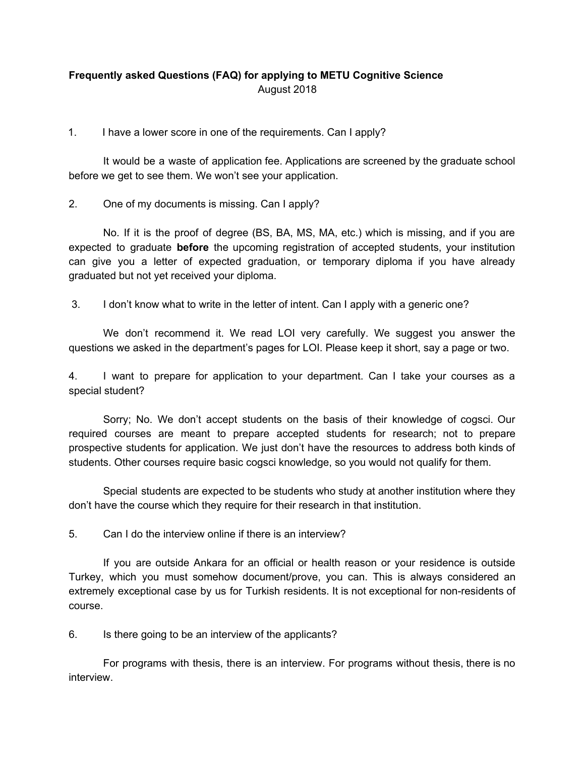**Frequently asked Questions (FAQ) for applying to METU Cognitive Science**

August 2018

1. I have a lower score in one of the requirements. Can I apply?

   It would be a waste of application fee. Applications are screened by the graduate school before we get to see them. We won't see your application.

2. One of my documents is missing. Can I apply?

   No. If it is the proof of degree (BS, BA, MS, MA, etc.) which is missing, and if you are expected to graduate **before** the upcoming registration of accepted students, your institution can give you a letter of expected graduation, or temporary diploma if you have already graduated but not yet received your diploma.

3. I don't know what to write in the letter of intent. Can I apply with a generic one?

   We don't recommend it. We read LOI very carefully. We suggest you answer the questions we asked in the department's pages for LOI. Please keep it short, say a page or two.

4. I want to prepare for application to your department. Can I take your courses as a special student?

   Sorry; No. We don't accept students on the basis of their knowledge of cogsci. Our required courses are meant to prepare accepted students for research; not to prepare prospective students for application. We just don't have the resources to address both kinds of students. Other courses require basic cogsci knowledge, so you would not qualify for them.

   Special students are expected to be students who study at another institution where they don't have the course which they require for their research in that institution.

5. Can I do the interview online if there is an interview?

   If you are outside Ankara for an official or health reason or your residence is outside Turkey, which you must somehow document/prove, you can. This is always considered an extremely exceptional case by us for Turkish residents. It is not exceptional for non-residents of course.

6. Is there going to be an interview of the applicants?

   For programs with thesis, there is an interview. For programs without thesis, there is no interview.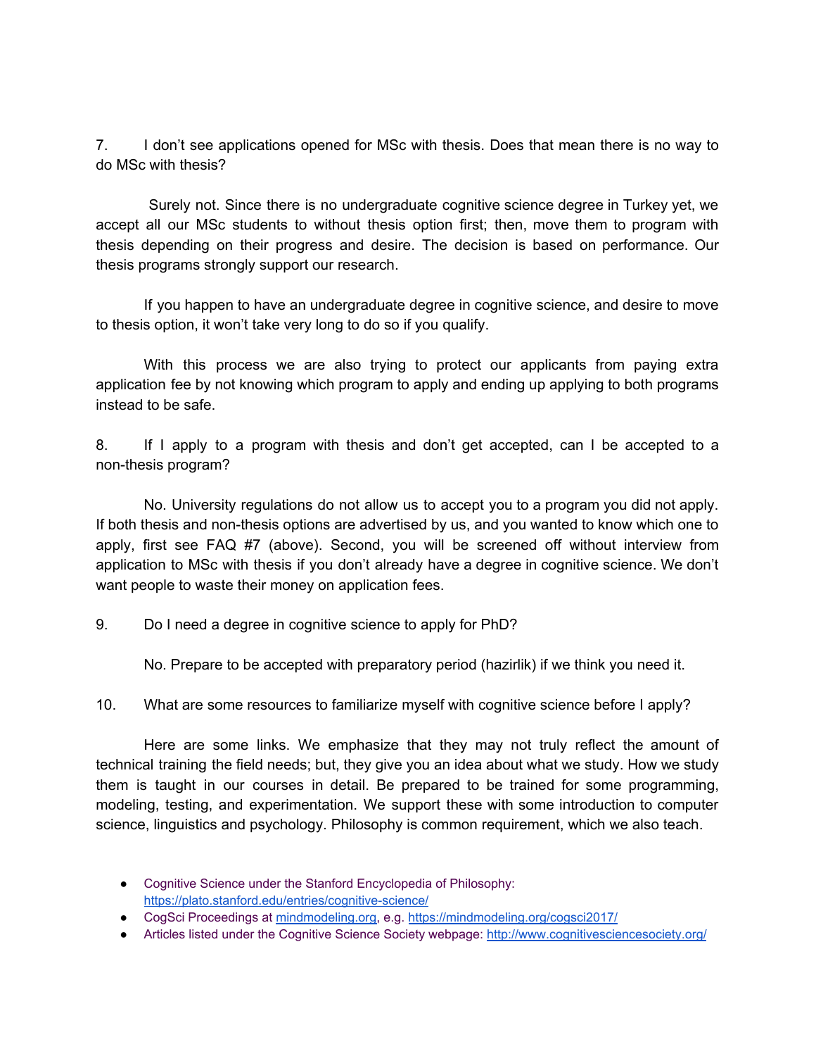7. I don't see applications opened for MSc with thesis. Does that mean there is no way to do MSc with thesis?

Surely not. Since there is no undergraduate cognitive science degree in Turkey yet, we accept all our MSc students to without thesis option first; then, move them to program with thesis depending on their progress and desire. The decision is based on performance. Our thesis programs strongly support our research.

If you happen to have an undergraduate degree in cognitive science, and desire to move to thesis option, it won't take very long to do so if you qualify.

With this process we are also trying to protect our applicants from paying extra application fee by not knowing which program to apply and ending up applying to both programs instead to be safe.

8. If I apply to a program with thesis and don't get accepted, can I be accepted to a non-thesis program?

No. University regulations do not allow us to accept you to a program you did not apply. If both thesis and non-thesis options are advertised by us, and you wanted to know which one to apply, first see FAQ #7 (above). Second, you will be screened off without interview from application to MSc with thesis if you don't already have a degree in cognitive science. We don't want people to waste their money on application fees.

9. Do I need a degree in cognitive science to apply for PhD?

No. Prepare to be accepted with preparatory period (hazirlik) if we think you need it.

10. What are some resources to familiarize myself with cognitive science before I apply?

Here are some links. We emphasize that they may not truly reflect the amount of technical training the field needs; but, they give you an idea about what we study. How we study them is taught in our courses in detail. Be prepared to be trained for some programming, modeling, testing, and experimentation. We support these with some introduction to computer science, linguistics and psychology. Philosophy is common requirement, which we also teach.

- Cognitive Science under the Stanford Encyclopedia of Philosophy: https://plato.stanford.edu/entries/cognitive-science/
- CogSci Proceedings at mindmodeling.org, e.g. https://mindmodeling.org/cogsci2017/
- Articles listed under the Cognitive Science Society webpage: http://www.cognitivesciencesociety.org/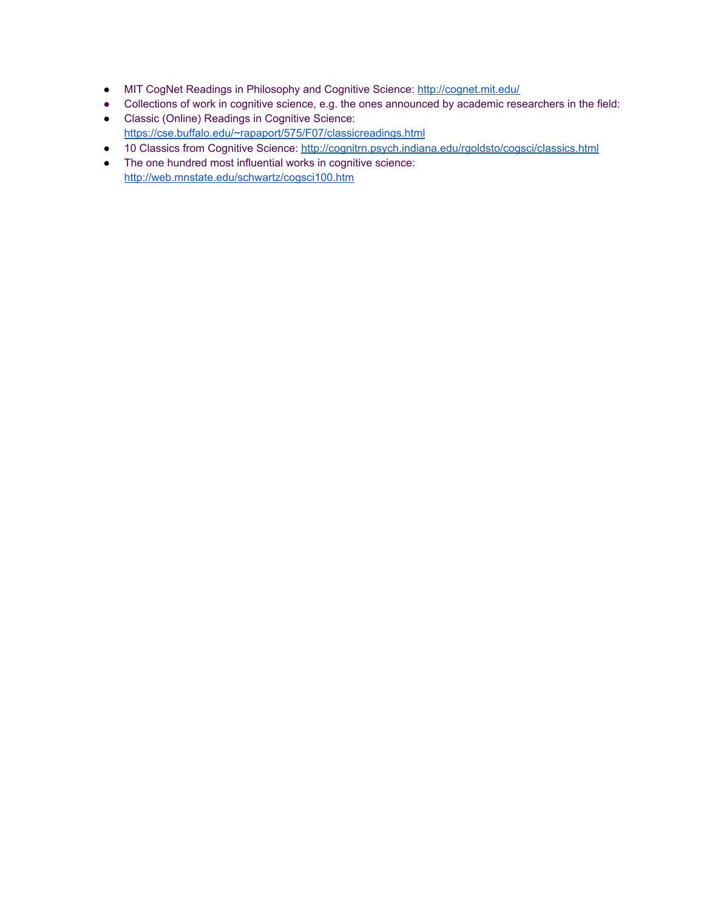- MIT CogNet Readings in Philosophy and Cognitive Science: http://cognet.mit.edu/
- Collections of work in cognitive science, e.g. the ones announced by academic researchers in the field:
- Classic (Online) Readings in Cognitive Science: https://cse.buffalo.edu/~rapaport/575/F07/classicreadings.html
- 10 Classics from Cognitive Science: http://cognitrn.psych.indiana.edu/rgoldsto/cogsci/classics.html
- The one hundred most influential works in cognitive science: http://web.mnstate.edu/schwartz/cogsci100.htm